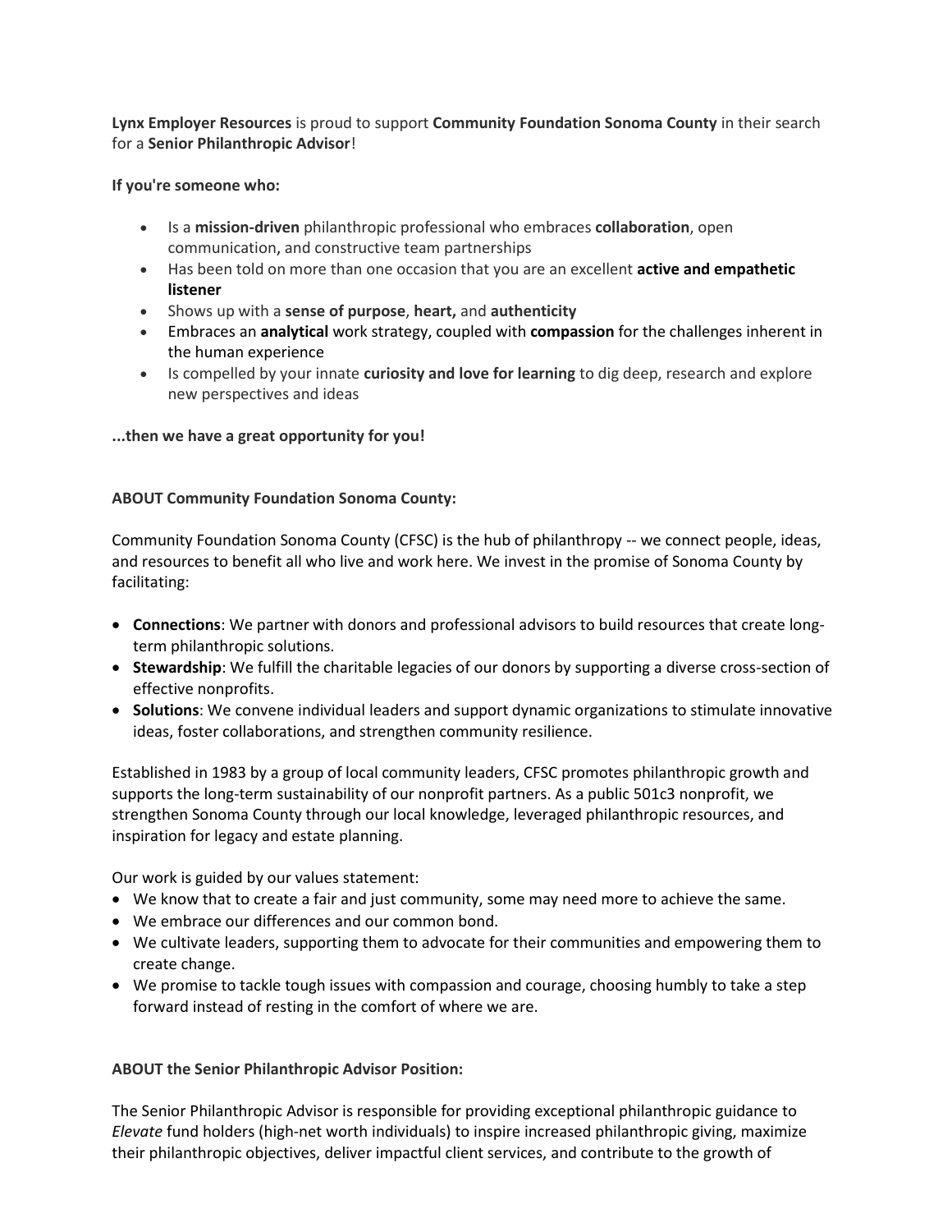**Lynx Employer Resources** is proud to support **Community Foundation Sonoma County** in their search for a **Senior Philanthropic Advisor**!

**If you're someone who:**

- Is a **mission-driven** philanthropic professional who embraces **collaboration**, open communication, and constructive team partnerships
- Has been told on more than one occasion that you are an excellent **active and empathetic listener**
- Shows up with a **sense of purpose**, **heart,** and **authenticity**
- Embraces an **analytical** work strategy, coupled with **compassion** for the challenges inherent in the human experience
- Is compelled by your innate **curiosity and love for learning** to dig deep, research and explore new perspectives and ideas

**...then we have a great opportunity for you!**

**ABOUT Community Foundation Sonoma County:**

Community Foundation Sonoma County (CFSC) is the hub of philanthropy -- we connect people, ideas, and resources to benefit all who live and work here. We invest in the promise of Sonoma County by facilitating:

- **Connections**: We partner with donors and professional advisors to build resources that create long-term philanthropic solutions.
- **Stewardship**: We fulfill the charitable legacies of our donors by supporting a diverse cross-section of effective nonprofits.
- **Solutions**: We convene individual leaders and support dynamic organizations to stimulate innovative ideas, foster collaborations, and strengthen community resilience.

Established in 1983 by a group of local community leaders, CFSC promotes philanthropic growth and supports the long-term sustainability of our nonprofit partners. As a public 501c3 nonprofit, we strengthen Sonoma County through our local knowledge, leveraged philanthropic resources, and inspiration for legacy and estate planning.

Our work is guided by our values statement:

- We know that to create a fair and just community, some may need more to achieve the same.
- We embrace our differences and our common bond.
- We cultivate leaders, supporting them to advocate for their communities and empowering them to create change.
- We promise to tackle tough issues with compassion and courage, choosing humbly to take a step forward instead of resting in the comfort of where we are.

**ABOUT the Senior Philanthropic Advisor Position:**

The Senior Philanthropic Advisor is responsible for providing exceptional philanthropic guidance to *Elevate* fund holders (high-net worth individuals) to inspire increased philanthropic giving, maximize their philanthropic objectives, deliver impactful client services, and contribute to the growth of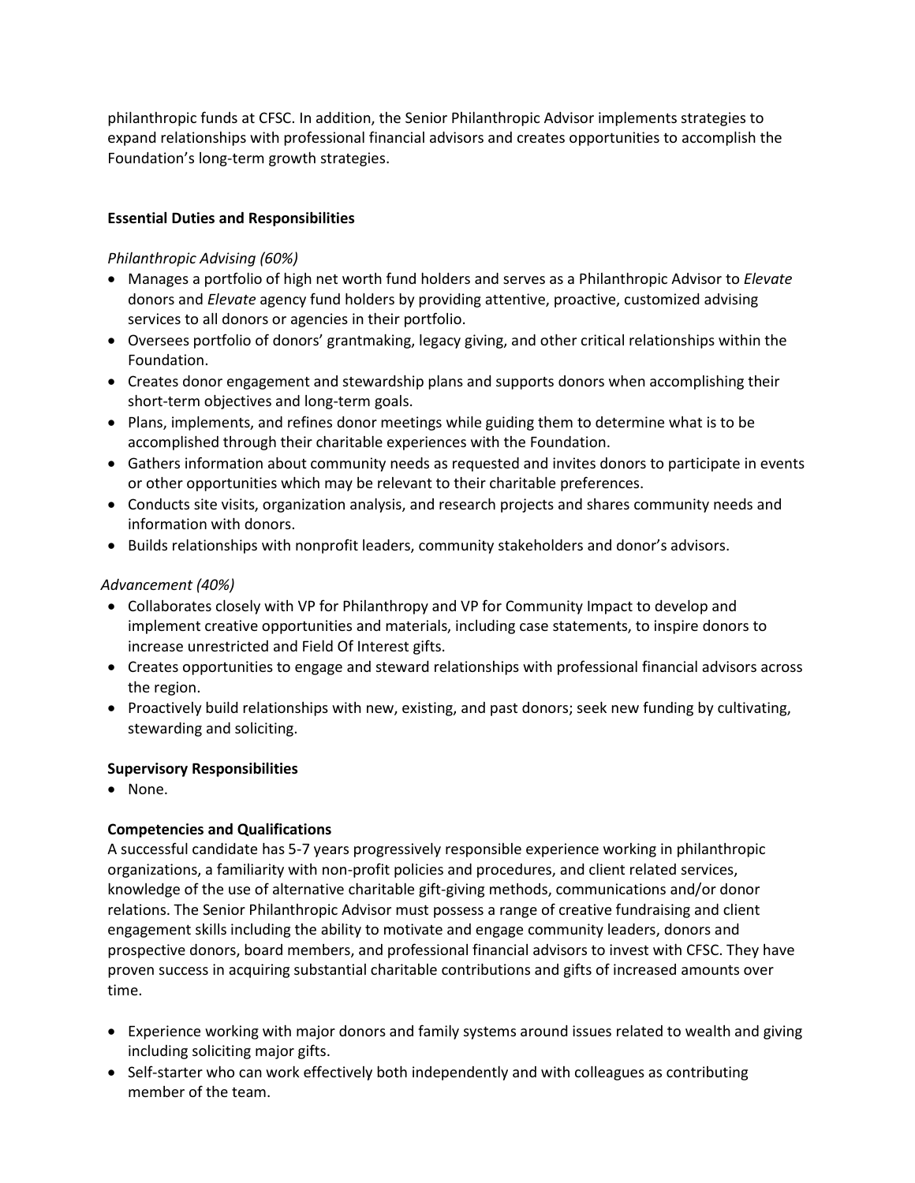philanthropic funds at CFSC. In addition, the Senior Philanthropic Advisor implements strategies to expand relationships with professional financial advisors and creates opportunities to accomplish the Foundation's long-term growth strategies.

**Essential Duties and Responsibilities**

*Philanthropic Advising (60%)*

- Manages a portfolio of high net worth fund holders and serves as a Philanthropic Advisor to *Elevate* donors and *Elevate* agency fund holders by providing attentive, proactive, customized advising services to all donors or agencies in their portfolio.
- Oversees portfolio of donors' grantmaking, legacy giving, and other critical relationships within the Foundation.
- Creates donor engagement and stewardship plans and supports donors when accomplishing their short-term objectives and long-term goals.
- Plans, implements, and refines donor meetings while guiding them to determine what is to be accomplished through their charitable experiences with the Foundation.
- Gathers information about community needs as requested and invites donors to participate in events or other opportunities which may be relevant to their charitable preferences.
- Conducts site visits, organization analysis, and research projects and shares community needs and information with donors.
- Builds relationships with nonprofit leaders, community stakeholders and donor's advisors.

*Advancement (40%)*

- Collaborates closely with VP for Philanthropy and VP for Community Impact to develop and implement creative opportunities and materials, including case statements, to inspire donors to increase unrestricted and Field Of Interest gifts.
- Creates opportunities to engage and steward relationships with professional financial advisors across the region.
- Proactively build relationships with new, existing, and past donors; seek new funding by cultivating, stewarding and soliciting.

**Supervisory Responsibilities**

- None.

**Competencies and Qualifications**

A successful candidate has 5-7 years progressively responsible experience working in philanthropic organizations, a familiarity with non-profit policies and procedures, and client related services, knowledge of the use of alternative charitable gift-giving methods, communications and/or donor relations. The Senior Philanthropic Advisor must possess a range of creative fundraising and client engagement skills including the ability to motivate and engage community leaders, donors and prospective donors, board members, and professional financial advisors to invest with CFSC. They have proven success in acquiring substantial charitable contributions and gifts of increased amounts over time.

- Experience working with major donors and family systems around issues related to wealth and giving including soliciting major gifts.
- Self-starter who can work effectively both independently and with colleagues as contributing member of the team.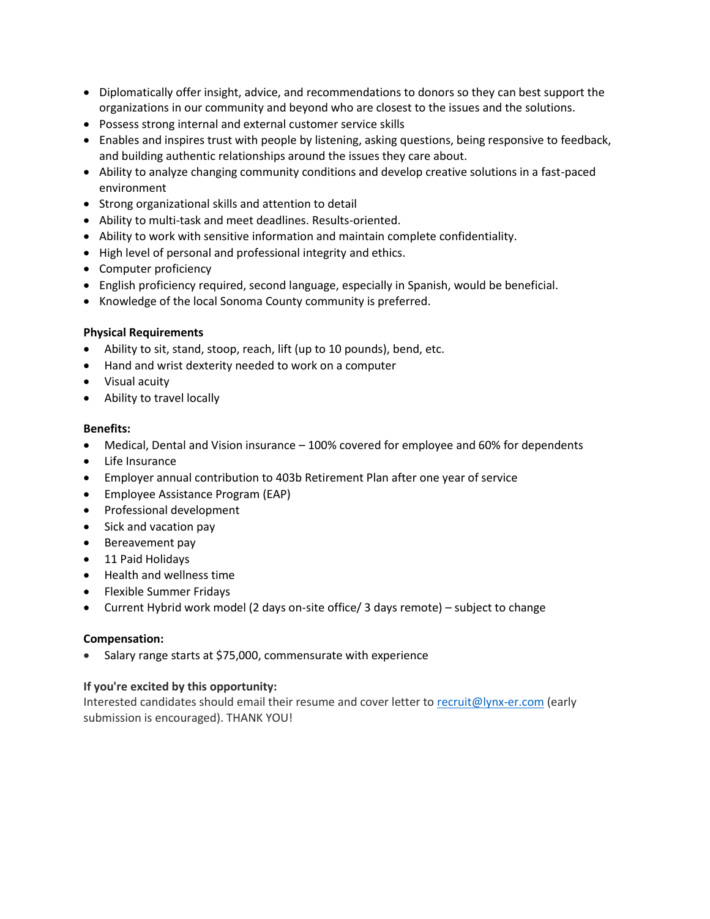- Diplomatically offer insight, advice, and recommendations to donors so they can best support the organizations in our community and beyond who are closest to the issues and the solutions.
- Possess strong internal and external customer service skills
- Enables and inspires trust with people by listening, asking questions, being responsive to feedback, and building authentic relationships around the issues they care about.
- Ability to analyze changing community conditions and develop creative solutions in a fast-paced environment
- Strong organizational skills and attention to detail
- Ability to multi-task and meet deadlines. Results-oriented.
- Ability to work with sensitive information and maintain complete confidentiality.
- High level of personal and professional integrity and ethics.
- Computer proficiency
- English proficiency required, second language, especially in Spanish, would be beneficial.
- Knowledge of the local Sonoma County community is preferred.

**Physical Requirements**

- Ability to sit, stand, stoop, reach, lift (up to 10 pounds), bend, etc.
- Hand and wrist dexterity needed to work on a computer
- Visual acuity
- Ability to travel locally

**Benefits:**

- Medical, Dental and Vision insurance – 100% covered for employee and 60% for dependents
- Life Insurance
- Employer annual contribution to 403b Retirement Plan after one year of service
- Employee Assistance Program (EAP)
- Professional development
- Sick and vacation pay
- Bereavement pay
- 11 Paid Holidays
- Health and wellness time
- Flexible Summer Fridays
- Current Hybrid work model (2 days on-site office/ 3 days remote) – subject to change

**Compensation:**

- Salary range starts at $75,000, commensurate with experience

**If you're excited by this opportunity:**

Interested candidates should email their resume and cover letter to recruit@lynx-er.com (early submission is encouraged). THANK YOU!